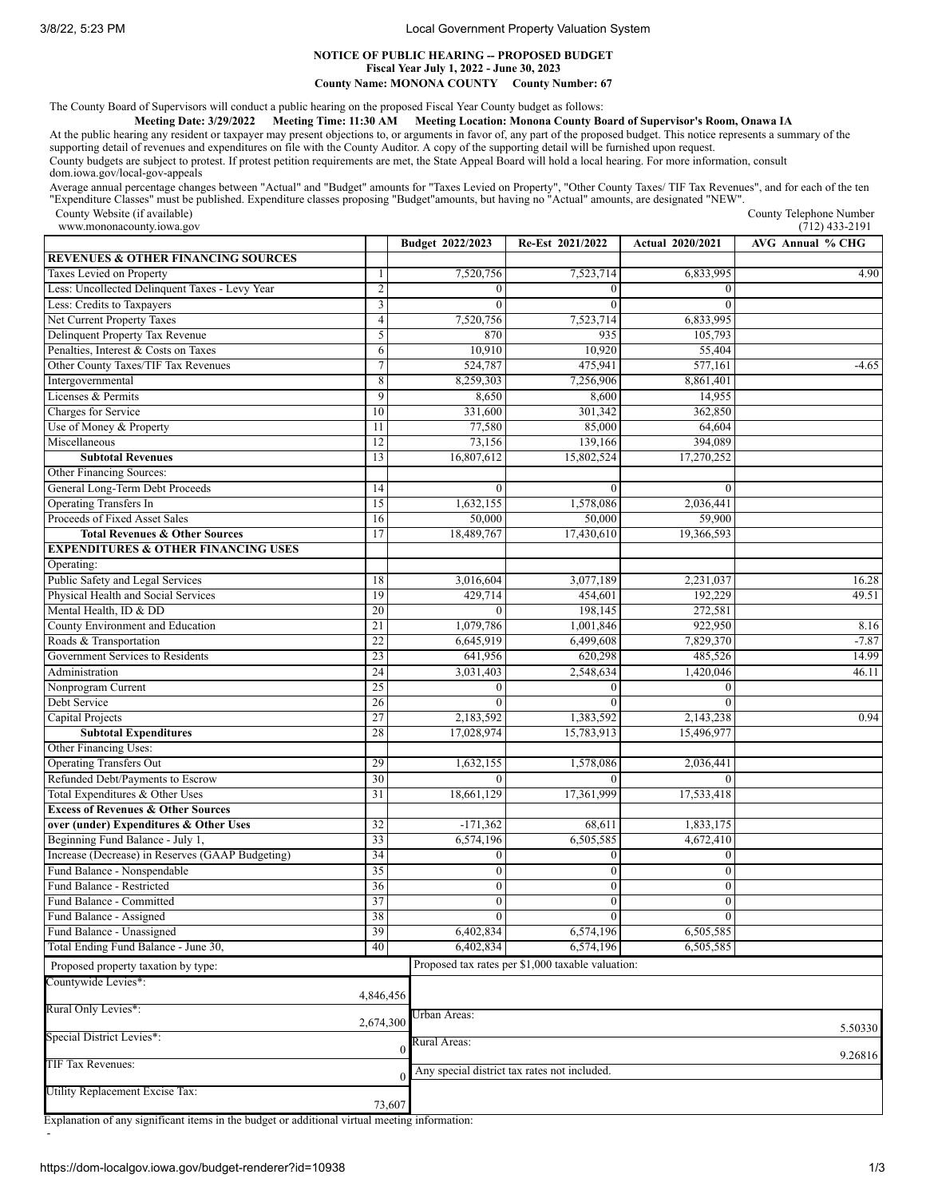**NOTICE OF PUBLIC HEARING -- PROPOSED BUDGET**
**Fiscal Year July 1, 2022 - June 30, 2023**
**County Name: MONONA COUNTY County Number: 67**

The County Board of Supervisors will conduct a public hearing on the proposed Fiscal Year County budget as follows:

**Meeting Date: 3/29/2022 Meeting Time: 11:30 AM Meeting Location: Monona County Board of Supervisor's Room, Onawa IA**

At the public hearing any resident or taxpayer may present objections to, or arguments in favor of, any part of the proposed budget. This notice represents a summary of the supporting detail of revenues and expenditures on file with the County Auditor. A copy of the supporting detail will be furnished upon request.

County budgets are subject to protest. If protest petition requirements are met, the State Appeal Board will hold a local hearing. For more information, consult dom.iowa.gov/local-gov-appeals

Average annual percentage changes between "Actual" and "Budget" amounts for "Taxes Levied on Property", "Other County Taxes/ TIF Tax Revenues", and for each of the ten "Expenditure Classes" must be published. Expenditure classes proposing "Budget"amounts, but having no "Actual" amounts, are designated "NEW".

County Website (if available): www.mononacounty.iowa.gov

County Telephone Number: (712) 433-2191

| | | Budget 2022/2023 | Re-Est 2021/2022 | Actual 2020/2021 | AVG Annual % CHG |
|---|---|---|---|---|---|
| **REVENUES & OTHER FINANCING SOURCES** | | | | | |
| Taxes Levied on Property | 1 | 7,520,756 | 7,523,714 | 6,833,995 | 4.90 |
| Less: Uncollected Delinquent Taxes - Levy Year | 2 | 0 | 0 | 0 | |
| Less: Credits to Taxpayers | 3 | 0 | 0 | 0 | |
| Net Current Property Taxes | 4 | 7,520,756 | 7,523,714 | 6,833,995 | |
| Delinquent Property Tax Revenue | 5 | 870 | 935 | 105,793 | |
| Penalties, Interest & Costs on Taxes | 6 | 10,910 | 10,920 | 55,404 | |
| Other County Taxes/TIF Tax Revenues | 7 | 524,787 | 475,941 | 577,161 | -4.65 |
| Intergovernmental | 8 | 8,259,303 | 7,256,906 | 8,861,401 | |
| Licenses & Permits | 9 | 8,650 | 8,600 | 14,955 | |
| Charges for Service | 10 | 331,600 | 301,342 | 362,850 | |
| Use of Money & Property | 11 | 77,580 | 85,000 | 64,604 | |
| Miscellaneous | 12 | 73,156 | 139,166 | 394,089 | |
| **Subtotal Revenues** | 13 | 16,807,612 | 15,802,524 | 17,270,252 | |
| Other Financing Sources: | | | | | |
| General Long-Term Debt Proceeds | 14 | 0 | 0 | 0 | |
| Operating Transfers In | 15 | 1,632,155 | 1,578,086 | 2,036,441 | |
| Proceeds of Fixed Asset Sales | 16 | 50,000 | 50,000 | 59,900 | |
| **Total Revenues & Other Sources** | 17 | 18,489,767 | 17,430,610 | 19,366,593 | |
| **EXPENDITURES & OTHER FINANCING USES** | | | | | |
| Operating: | | | | | |
| Public Safety and Legal Services | 18 | 3,016,604 | 3,077,189 | 2,231,037 | 16.28 |
| Physical Health and Social Services | 19 | 429,714 | 454,601 | 192,229 | 49.51 |
| Mental Health, ID & DD | 20 | 0 | 198,145 | 272,581 | |
| County Environment and Education | 21 | 1,079,786 | 1,001,846 | 922,950 | 8.16 |
| Roads & Transportation | 22 | 6,645,919 | 6,499,608 | 7,829,370 | -7.87 |
| Government Services to Residents | 23 | 641,956 | 620,298 | 485,526 | 14.99 |
| Administration | 24 | 3,031,403 | 2,548,634 | 1,420,046 | 46.11 |
| Nonprogram Current | 25 | 0 | 0 | 0 | |
| Debt Service | 26 | 0 | 0 | 0 | |
| Capital Projects | 27 | 2,183,592 | 1,383,592 | 2,143,238 | 0.94 |
| **Subtotal Expenditures** | 28 | 17,028,974 | 15,783,913 | 15,496,977 | |
| Other Financing Uses: | | | | | |
| Operating Transfers Out | 29 | 1,632,155 | 1,578,086 | 2,036,441 | |
| Refunded Debt/Payments to Escrow | 30 | 0 | 0 | 0 | |
| Total Expenditures & Other Uses | 31 | 18,661,129 | 17,361,999 | 17,533,418 | |
| **Excess of Revenues & Other Sources** | | | | | |
| **over (under) Expenditures & Other Uses** | 32 | -171,362 | 68,611 | 1,833,175 | |
| Beginning Fund Balance - July 1, | 33 | 6,574,196 | 6,505,585 | 4,672,410 | |
| Increase (Decrease) in Reserves (GAAP Budgeting) | 34 | 0 | 0 | 0 | |
| Fund Balance - Nonspendable | 35 | 0 | 0 | 0 | |
| Fund Balance - Restricted | 36 | 0 | 0 | 0 | |
| Fund Balance - Committed | 37 | 0 | 0 | 0 | |
| Fund Balance - Assigned | 38 | 0 | 0 | 0 | |
| Fund Balance - Unassigned | 39 | 6,402,834 | 6,574,196 | 6,505,585 | |
| Total Ending Fund Balance - June 30, | 40 | 6,402,834 | 6,574,196 | 6,505,585 | |

| Proposed property taxation by type: | | Proposed tax rates per $1,000 taxable valuation: | |
|---|---|---|---|
| Countywide Levies*: | 4,846,456 | | |
| Rural Only Levies*: | 2,674,300 | Urban Areas: | 5.50330 |
| Special District Levies*: | 0 | Rural Areas: | 9.26816 |
| TIF Tax Revenues: | 0 | Any special district tax rates not included. | |
| Utility Replacement Excise Tax: | 73,607 | | |

Explanation of any significant items in the budget or additional virtual meeting information:

-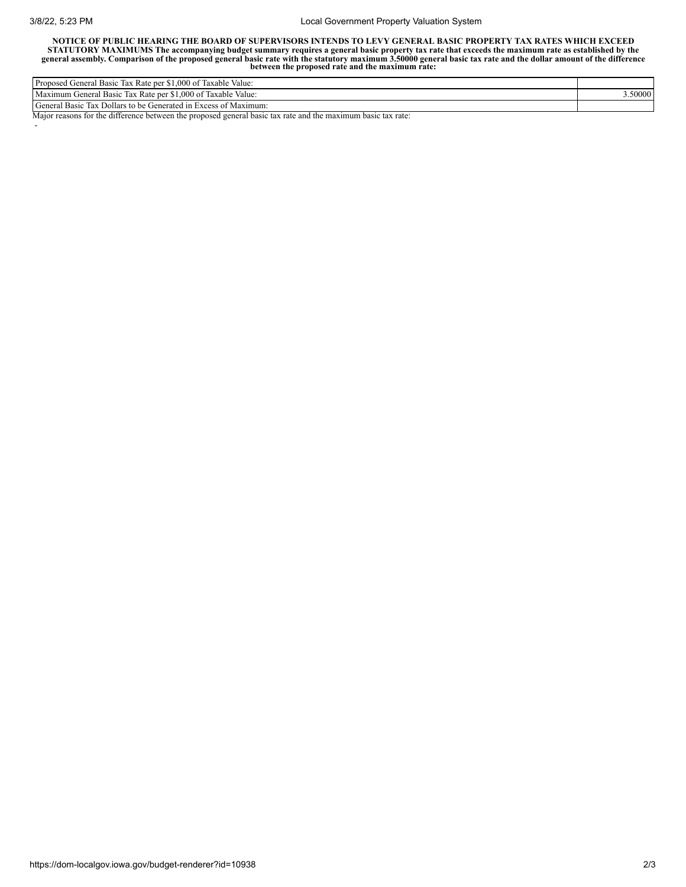**NOTICE OF PUBLIC HEARING THE BOARD OF SUPERVISORS INTENDS TO LEVY GENERAL BASIC PROPERTY TAX RATES WHICH EXCEED STATUTORY MAXIMUMS The accompanying budget summary requires a general basic property tax rate that exceeds the maximum rate as established by the general assembly. Comparison of the proposed general basic rate with the statutory maximum 3.50000 general basic tax rate and the dollar amount of the difference between the proposed rate and the maximum rate:**

| | |
|---|---|
| Proposed General Basic Tax Rate per $1,000 of Taxable Value: | |
| Maximum General Basic Tax Rate per $1,000 of Taxable Value: | 3.50000 |
| General Basic Tax Dollars to be Generated in Excess of Maximum: | |

Major reasons for the difference between the proposed general basic tax rate and the maximum basic tax rate:

-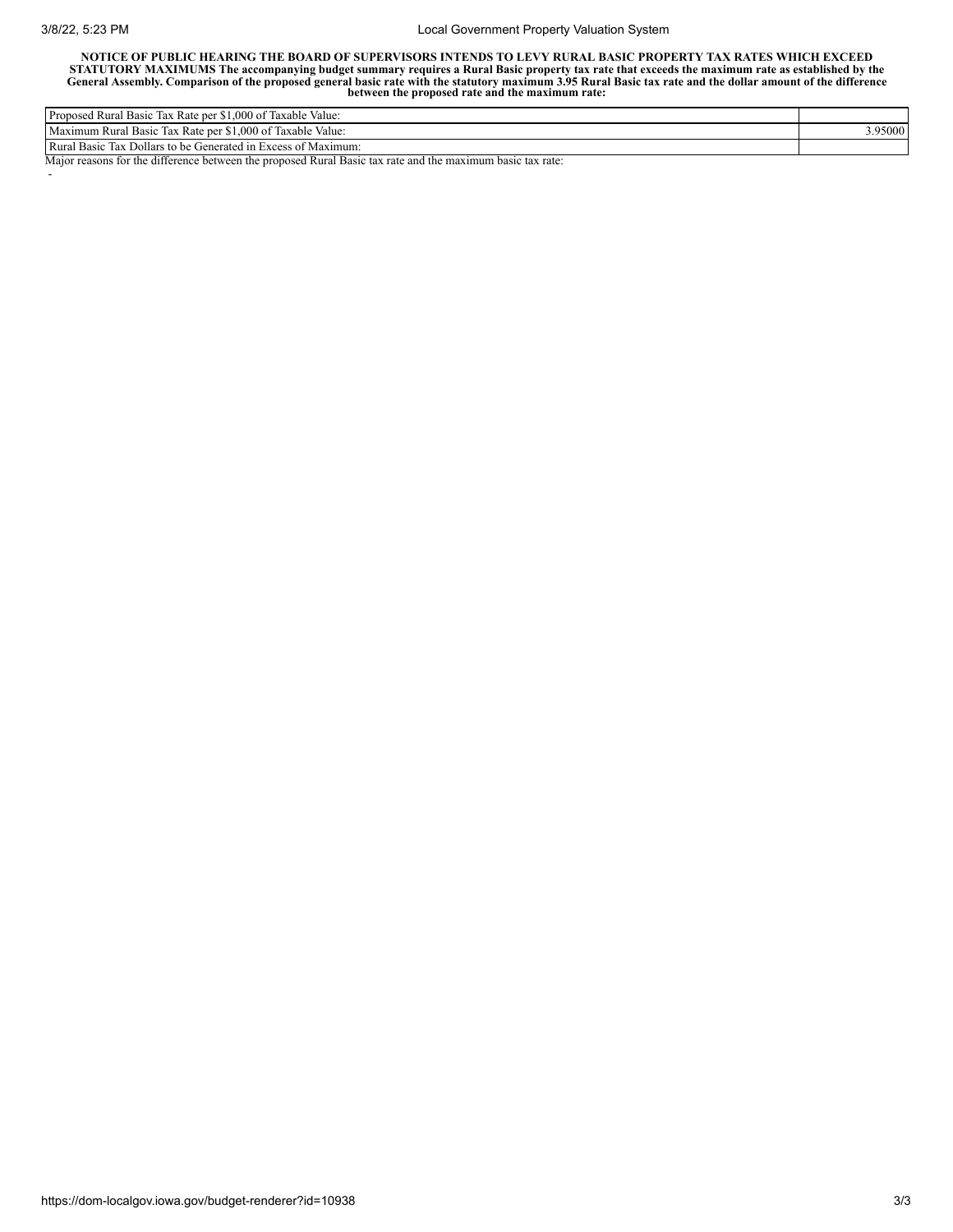**NOTICE OF PUBLIC HEARING THE BOARD OF SUPERVISORS INTENDS TO LEVY RURAL BASIC PROPERTY TAX RATES WHICH EXCEED STATUTORY MAXIMUMS The accompanying budget summary requires a Rural Basic property tax rate that exceeds the maximum rate as established by the General Assembly. Comparison of the proposed general basic rate with the statutory maximum 3.95 Rural Basic tax rate and the dollar amount of the difference between the proposed rate and the maximum rate:**

| | |
|---|---|
| Proposed Rural Basic Tax Rate per $1,000 of Taxable Value: | |
| Maximum Rural Basic Tax Rate per $1,000 of Taxable Value: | 3.95000 |
| Rural Basic Tax Dollars to be Generated in Excess of Maximum: | |

Major reasons for the difference between the proposed Rural Basic tax rate and the maximum basic tax rate:

-